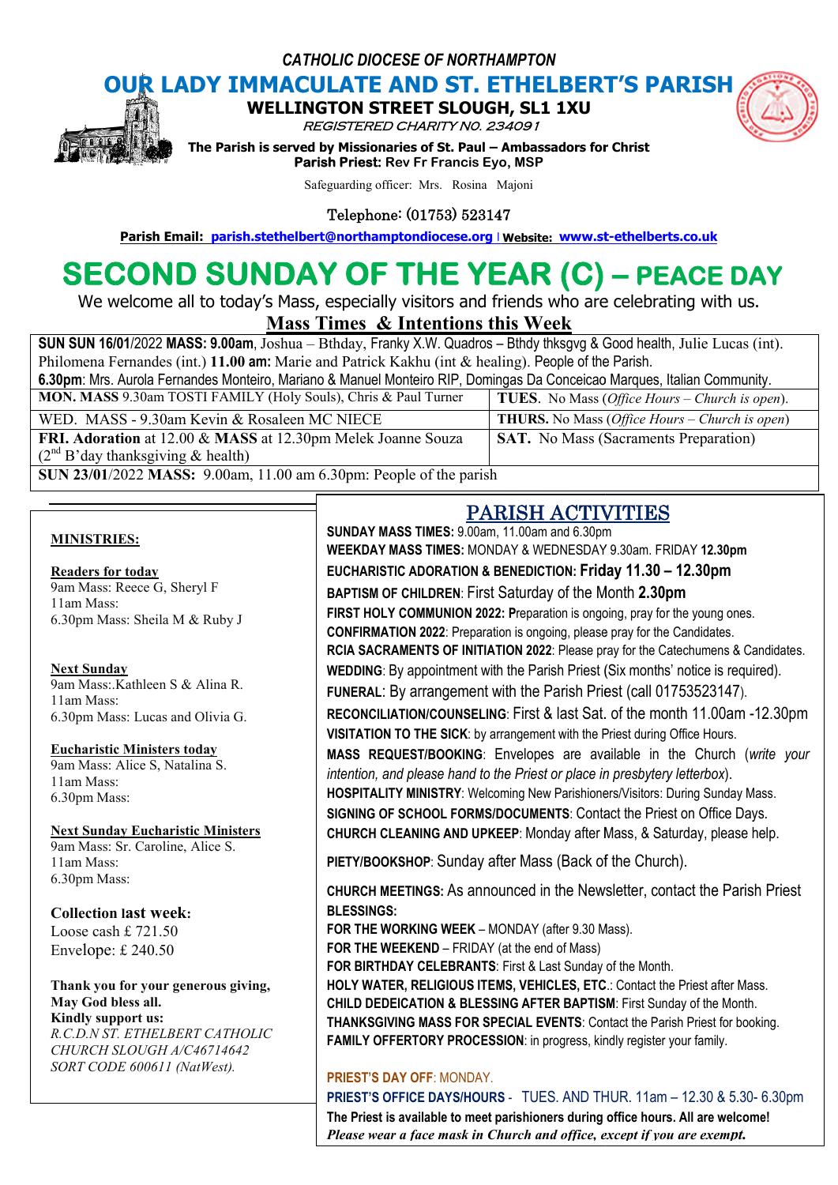*CATHOLIC DIOCESE OF NORTHAMPTON*

# OUR LADY IMMACULATE AND ST. ETHELBERT'S PARISH

**WELLINGTON STREET SLOUGH, SL1 1XU**

*REGISTERED CHARITY NO. 234091*

**The Parish is served by Missionaries of St. Paul – Ambassadors for Christ**
**Parish Priest:** Rev Fr Francis Eyo, MSP

Safeguarding officer: Mrs. Rosina Majoni

Telephone: (01753) 523147

**Parish Email: parish.stethelbert@northamptondiocese.org | Website: www.st-ethelberts.co.uk**

# SECOND SUNDAY OF THE YEAR (C) – PEACE DAY

We welcome all to today's Mass, especially visitors and friends who are celebrating with us.

## Mass Times & Intentions this Week

**SUN SUN 16/01**/2022 **MASS: 9.00am**, Joshua – Bthday, Franky X.W. Quadros – Bthdy thksgvg & Good health, Julie Lucas (int). Philomena Fernandes (int.) **11.00 am:** Marie and Patrick Kakhu (int & healing). People of the Parish.
**6.30pm**: Mrs. Aurola Fernandes Monteiro, Mariano & Manuel Monteiro RIP, Domingas Da Conceicao Marques, Italian Community.

| | |
|---|---|
| **MON. MASS** 9.30am TOSTI FAMILY (Holy Souls), Chris & Paul Turner | **TUES**. No Mass (*Office Hours – Church is open*). |
| WED. MASS - 9.30am Kevin & Rosaleen MC NIECE | **THURS.** No Mass (*Office Hours – Church is open*) |
| **FRI. Adoration** at 12.00 & **MASS** at 12.30pm Melek Joanne Souza (2nd B'day thanksgiving & health) | **SAT.** No Mass (Sacraments Preparation) |

**SUN 23/01/2022 MASS:** 9.00am, 11.00 am 6.30pm: People of the parish

### MINISTRIES:

**Readers for today**
9am Mass: Reece G, Sheryl F
11am Mass:
6.30pm Mass: Sheila M & Ruby J

**Next Sunday**
9am Mass:.Kathleen S & Alina R.
11am Mass:
6.30pm Mass: Lucas and Olivia G.

**Eucharistic Ministers today**
9am Mass: Alice S, Natalina S.
11am Mass:
6.30pm Mass:

**Next Sunday Eucharistic Ministers**
9am Mass: Sr. Caroline, Alice S.
11am Mass:
6.30pm Mass:

**Collection last week:**
Loose cash £ 721.50
Envelope: £ 240.50

**Thank you for your generous giving, May God bless all.**
**Kindly support us:**
*R.C.D.N ST. ETHELBERT CATHOLIC CHURCH SLOUGH A/C46714642 SORT CODE 600611 (NatWest).*

## PARISH ACTIVITIES

**SUNDAY MASS TIMES:** 9.00am, 11.00am and 6.30pm
**WEEKDAY MASS TIMES:** MONDAY & WEDNESDAY 9.30am. FRIDAY **12.30pm**
**EUCHARISTIC ADORATION & BENEDICTION:** Friday 11.30 – 12.30pm
**BAPTISM OF CHILDREN**: First Saturday of the Month **2.30pm**
**FIRST HOLY COMMUNION 2022: P**reparation is ongoing, pray for the young ones.
**CONFIRMATION 2022**: Preparation is ongoing, please pray for the Candidates.
**RCIA SACRAMENTS OF INITIATION 2022**: Please pray for the Catechumens & Candidates.
**WEDDING**: By appointment with the Parish Priest (Six months' notice is required).
**FUNERAL**: By arrangement with the Parish Priest (call 01753523147).
**RECONCILIATION/COUNSELING**: First & last Sat. of the month 11.00am -12.30pm
**VISITATION TO THE SICK**: by arrangement with the Priest during Office Hours.
**MASS REQUEST/BOOKING**: Envelopes are available in the Church (*write your intention, and please hand to the Priest or place in presbytery letterbox*).
**HOSPITALITY MINISTRY**: Welcoming New Parishioners/Visitors: During Sunday Mass.
**SIGNING OF SCHOOL FORMS/DOCUMENTS**: Contact the Priest on Office Days.
**CHURCH CLEANING AND UPKEEP**: Monday after Mass, & Saturday, please help.
**PIETY/BOOKSHOP**: Sunday after Mass (Back of the Church).
**CHURCH MEETINGS:** As announced in the Newsletter, contact the Parish Priest
**BLESSINGS:**
**FOR THE WORKING WEEK** – MONDAY (after 9.30 Mass).
**FOR THE WEEKEND** – FRIDAY (at the end of Mass)
**FOR BIRTHDAY CELEBRANTS**: First & Last Sunday of the Month.
**HOLY WATER, RELIGIOUS ITEMS, VEHICLES, ETC**.: Contact the Priest after Mass.
**CHILD DEDEICATION & BLESSING AFTER BAPTISM**: First Sunday of the Month.
**THANKSGIVING MASS FOR SPECIAL EVENTS**: Contact the Parish Priest for booking.
**FAMILY OFFERTORY PROCESSION**: in progress, kindly register your family.

**PRIEST'S DAY OFF**: MONDAY.
**PRIEST'S OFFICE DAYS/HOURS** - TUES. AND THUR. 11am – 12.30 & 5.30- 6.30pm
**The Priest is available to meet parishioners during office hours. All are welcome!**
***Please wear a face mask in Church and office, except if you are exempt.***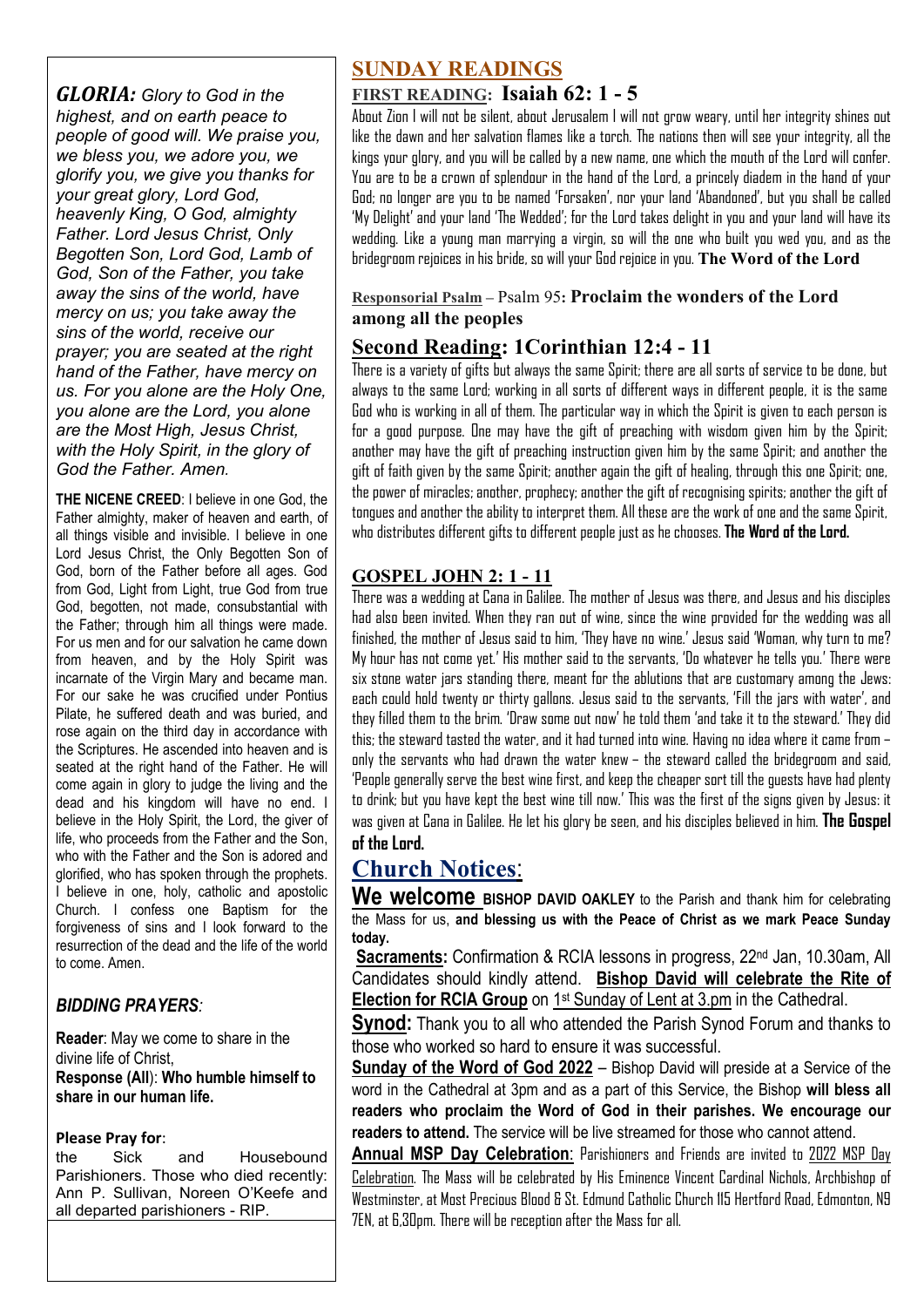***GLORIA:*** *Glory to God in the highest, and on earth peace to people of good will. We praise you, we bless you, we adore you, we glorify you, we give you thanks for your great glory, Lord God, heavenly King, O God, almighty Father. Lord Jesus Christ, Only Begotten Son, Lord God, Lamb of God, Son of the Father, you take away the sins of the world, have mercy on us; you take away the sins of the world, receive our prayer; you are seated at the right hand of the Father, have mercy on us. For you alone are the Holy One, you alone are the Lord, you alone are the Most High, Jesus Christ, with the Holy Spirit, in the glory of God the Father. Amen.*

**THE NICENE CREED**: I believe in one God, the Father almighty, maker of heaven and earth, of all things visible and invisible. I believe in one Lord Jesus Christ, the Only Begotten Son of God, born of the Father before all ages. God from God, Light from Light, true God from true God, begotten, not made, consubstantial with the Father; through him all things were made. For us men and for our salvation he came down from heaven, and by the Holy Spirit was incarnate of the Virgin Mary and became man. For our sake he was crucified under Pontius Pilate, he suffered death and was buried, and rose again on the third day in accordance with the Scriptures. He ascended into heaven and is seated at the right hand of the Father. He will come again in glory to judge the living and the dead and his kingdom will have no end. I believe in the Holy Spirit, the Lord, the giver of life, who proceeds from the Father and the Son, who with the Father and the Son is adored and glorified, who has spoken through the prophets. I believe in one, holy, catholic and apostolic Church. I confess one Baptism for the forgiveness of sins and I look forward to the resurrection of the dead and the life of the world to come. Amen.

***BIDDING PRAYERS:***

**Reader**: May we come to share in the divine life of Christ,
**Response (All**): **Who humble himself to share in our human life.**

**Please Pray for**:
the Sick and Housebound Parishioners. Those who died recently: Ann P. Sullivan, Noreen O'Keefe and all departed parishioners - RIP.

## SUNDAY READINGS

### FIRST READING: Isaiah 62: 1 - 5

About Zion I will not be silent, about Jerusalem I will not grow weary, until her integrity shines out like the dawn and her salvation flames like a torch. The nations then will see your integrity, all the kings your glory, and you will be called by a new name, one which the mouth of the Lord will confer. You are to be a crown of splendour in the hand of the Lord, a princely diadem in the hand of your God; no longer are you to be named 'Forsaken', nor your land 'Abandoned', but you shall be called 'My Delight' and your land 'The Wedded'; for the Lord takes delight in you and your land will have its wedding. Like a young man marrying a virgin, so will the one who built you wed you, and as the bridegroom rejoices in his bride, so will your God rejoice in you. **The Word of the Lord**

**Responsorial Psalm** – Psalm 95**: Proclaim the wonders of the Lord among all the peoples**

### Second Reading: 1Corinthian 12:4 - 11

There is a variety of gifts but always the same Spirit; there are all sorts of service to be done, but always to the same Lord; working in all sorts of different ways in different people, it is the same God who is working in all of them. The particular way in which the Spirit is given to each person is for a good purpose. One may have the gift of preaching with wisdom given him by the Spirit; another may have the gift of preaching instruction given him by the same Spirit; and another the gift of faith given by the same Spirit; another again the gift of healing, through this one Spirit; one, the power of miracles; another, prophecy; another the gift of recognising spirits; another the gift of tongues and another the ability to interpret them. All these are the work of one and the same Spirit, who distributes different gifts to different people just as he chooses. **The Word of the Lord.**

### GOSPEL JOHN 2: 1 - 11

There was a wedding at Cana in Galilee. The mother of Jesus was there, and Jesus and his disciples had also been invited. When they ran out of wine, since the wine provided for the wedding was all finished, the mother of Jesus said to him, 'They have no wine.' Jesus said 'Woman, why turn to me? My hour has not come yet.' His mother said to the servants, 'Do whatever he tells you.' There were six stone water jars standing there, meant for the ablutions that are customary among the Jews: each could hold twenty or thirty gallons. Jesus said to the servants, 'Fill the jars with water', and they filled them to the brim. 'Draw some out now' he told them 'and take it to the steward.' They did this; the steward tasted the water, and it had turned into wine. Having no idea where it came from – only the servants who had drawn the water knew – the steward called the bridegroom and said, 'People generally serve the best wine first, and keep the cheaper sort till the guests have had plenty to drink; but you have kept the best wine till now.' This was the first of the signs given by Jesus: it was given at Cana in Galilee. He let his glory be seen, and his disciples believed in him. **The Gospel of the Lord.**

## Church Notices:

**We welcome BISHOP DAVID OAKLEY** to the Parish and thank him for celebrating the Mass for us, **and blessing us with the Peace of Christ as we mark Peace Sunday today.**

**Sacraments:** Confirmation & RCIA lessons in progress, 22nd Jan, 10.30am, All Candidates should kindly attend. **Bishop David will celebrate the Rite of Election for RCIA Group** on 1st Sunday of Lent at 3.pm in the Cathedral.

**Synod:** Thank you to all who attended the Parish Synod Forum and thanks to those who worked so hard to ensure it was successful.

**Sunday of the Word of God 2022** – Bishop David will preside at a Service of the word in the Cathedral at 3pm and as a part of this Service, the Bishop **will bless all readers who proclaim the Word of God in their parishes. We encourage our readers to attend.** The service will be live streamed for those who cannot attend.

**Annual MSP Day Celebration**: Parishioners and Friends are invited to 2022 MSP Day Celebration. The Mass will be celebrated by His Eminence Vincent Cardinal Nichols, Archbishop of Westminster, at Most Precious Blood & St. Edmund Catholic Church 115 Hertford Road, Edmonton, N9 7EN, at 6.30pm. There will be reception after the Mass for all.